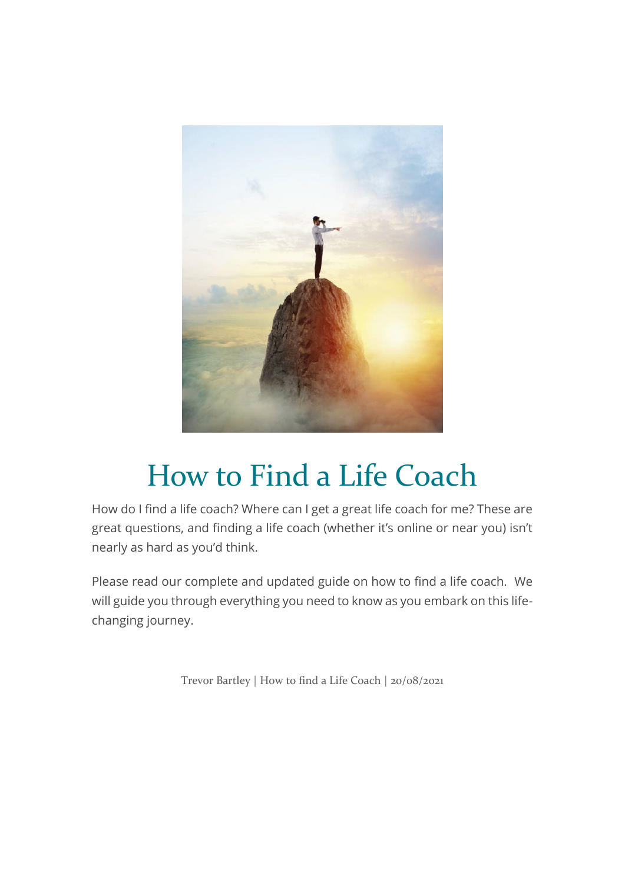# How to Find a Life Coach

How do I find a life coach? Where can I get a great life coach for me? These are great questions, and finding a life coach (whether it's online or near you) isn't nearly as hard as you'd think.

Please read our complete and updated guide on how to find a life coach. We will guide you through everything you need to know as you embark on this life-changing journey.

Trevor Bartley | How to find a Life Coach | 20/08/2021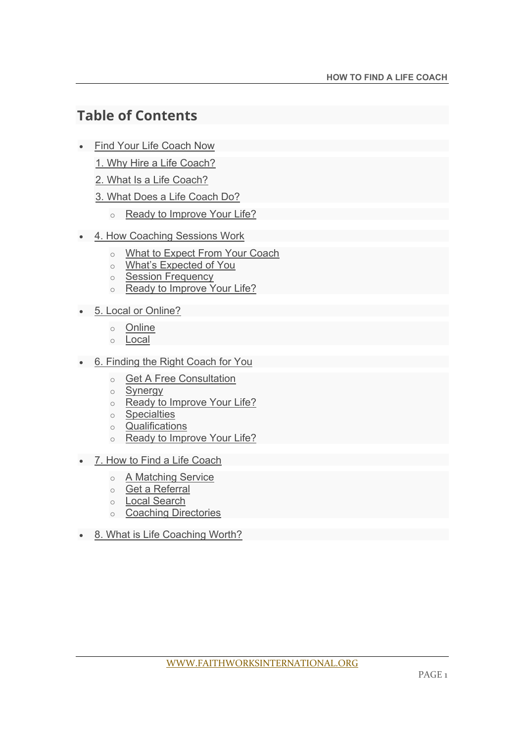## Table of Contents

- Find Your Life Coach Now
  - 1. Why Hire a Life Coach?
  - 2. What Is a Life Coach?
  - 3. What Does a Life Coach Do?
    - Ready to Improve Your Life?
- 4. How Coaching Sessions Work
  - What to Expect From Your Coach
  - What's Expected of You
  - Session Frequency
  - Ready to Improve Your Life?
- 5. Local or Online?
  - Online
  - Local
- 6. Finding the Right Coach for You
  - Get A Free Consultation
  - Synergy
  - Ready to Improve Your Life?
  - Specialties
  - Qualifications
  - Ready to Improve Your Life?
- 7. How to Find a Life Coach
  - A Matching Service
  - Get a Referral
  - Local Search
  - Coaching Directories
- 8. What is Life Coaching Worth?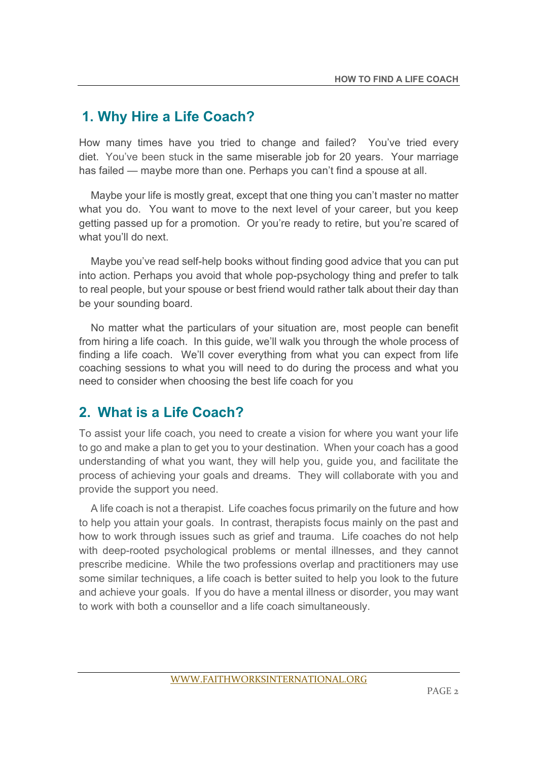## 1. Why Hire a Life Coach?

How many times have you tried to change and failed? You've tried every diet. You've been stuck in the same miserable job for 20 years. Your marriage has failed — maybe more than one. Perhaps you can't find a spouse at all.

Maybe your life is mostly great, except that one thing you can't master no matter what you do. You want to move to the next level of your career, but you keep getting passed up for a promotion. Or you're ready to retire, but you're scared of what you'll do next.

Maybe you've read self-help books without finding good advice that you can put into action. Perhaps you avoid that whole pop-psychology thing and prefer to talk to real people, but your spouse or best friend would rather talk about their day than be your sounding board.

No matter what the particulars of your situation are, most people can benefit from hiring a life coach. In this guide, we'll walk you through the whole process of finding a life coach. We'll cover everything from what you can expect from life coaching sessions to what you will need to do during the process and what you need to consider when choosing the best life coach for you

## 2. What is a Life Coach?

To assist your life coach, you need to create a vision for where you want your life to go and make a plan to get you to your destination. When your coach has a good understanding of what you want, they will help you, guide you, and facilitate the process of achieving your goals and dreams. They will collaborate with you and provide the support you need.

A life coach is not a therapist. Life coaches focus primarily on the future and how to help you attain your goals. In contrast, therapists focus mainly on the past and how to work through issues such as grief and trauma. Life coaches do not help with deep-rooted psychological problems or mental illnesses, and they cannot prescribe medicine. While the two professions overlap and practitioners may use some similar techniques, a life coach is better suited to help you look to the future and achieve your goals. If you do have a mental illness or disorder, you may want to work with both a counsellor and a life coach simultaneously.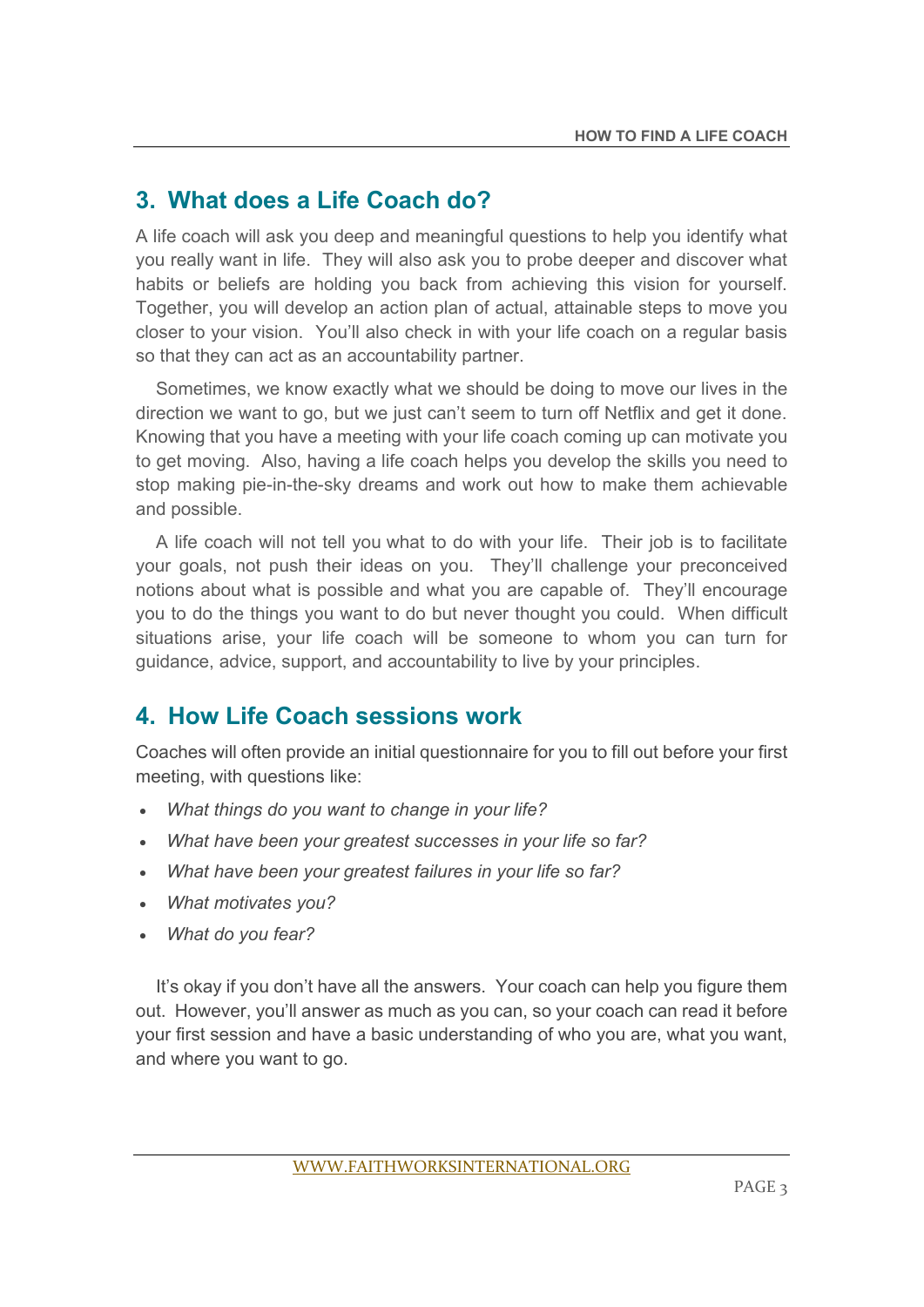## 3. What does a Life Coach do?

A life coach will ask you deep and meaningful questions to help you identify what you really want in life. They will also ask you to probe deeper and discover what habits or beliefs are holding you back from achieving this vision for yourself. Together, you will develop an action plan of actual, attainable steps to move you closer to your vision. You'll also check in with your life coach on a regular basis so that they can act as an accountability partner.

Sometimes, we know exactly what we should be doing to move our lives in the direction we want to go, but we just can't seem to turn off Netflix and get it done. Knowing that you have a meeting with your life coach coming up can motivate you to get moving. Also, having a life coach helps you develop the skills you need to stop making pie-in-the-sky dreams and work out how to make them achievable and possible.

A life coach will not tell you what to do with your life. Their job is to facilitate your goals, not push their ideas on you. They'll challenge your preconceived notions about what is possible and what you are capable of. They'll encourage you to do the things you want to do but never thought you could. When difficult situations arise, your life coach will be someone to whom you can turn for guidance, advice, support, and accountability to live by your principles.

## 4. How Life Coach sessions work

Coaches will often provide an initial questionnaire for you to fill out before your first meeting, with questions like:

- *What things do you want to change in your life?*
- *What have been your greatest successes in your life so far?*
- *What have been your greatest failures in your life so far?*
- *What motivates you?*
- *What do you fear?*

It's okay if you don't have all the answers. Your coach can help you figure them out. However, you'll answer as much as you can, so your coach can read it before your first session and have a basic understanding of who you are, what you want, and where you want to go.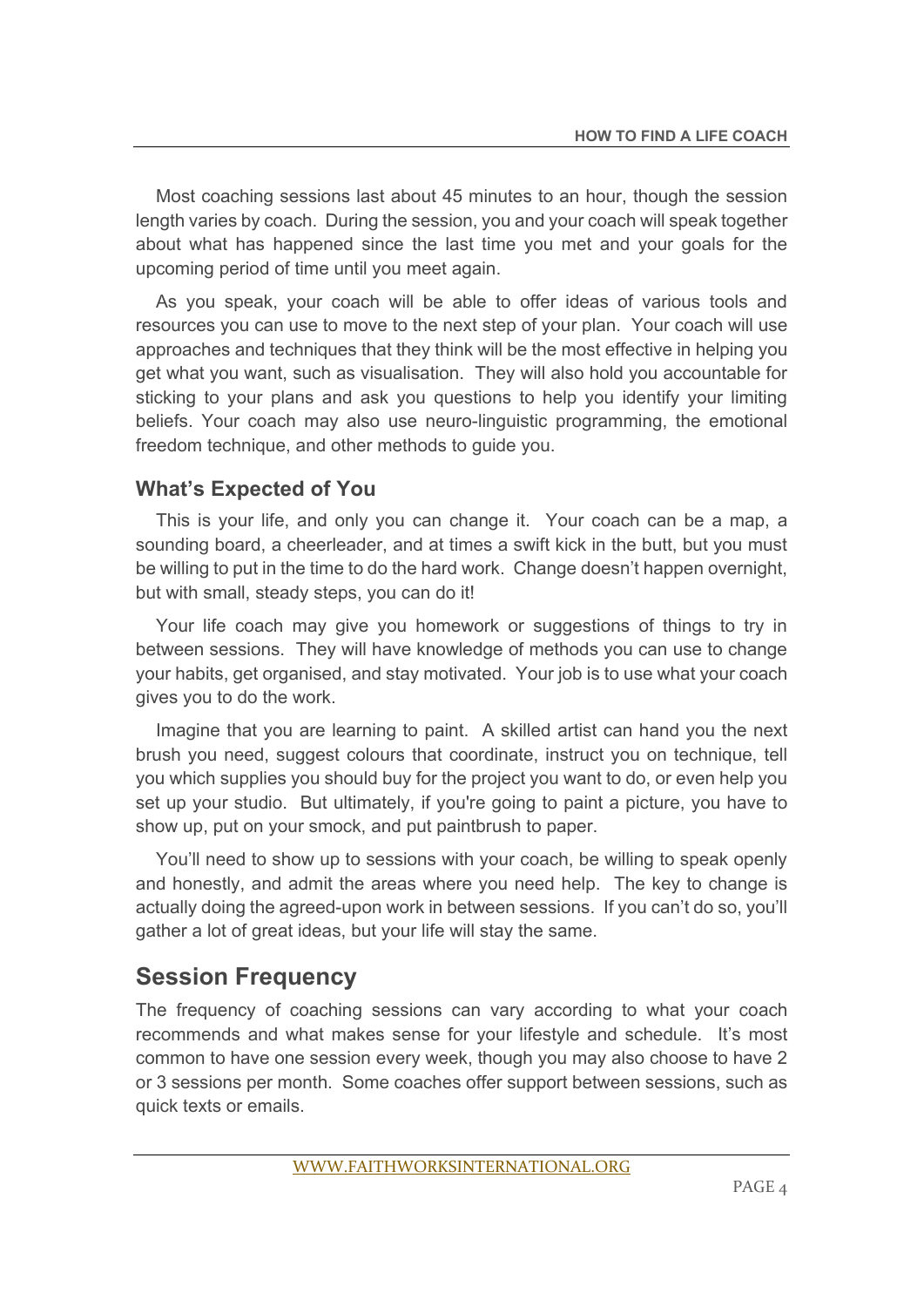Most coaching sessions last about 45 minutes to an hour, though the session length varies by coach. During the session, you and your coach will speak together about what has happened since the last time you met and your goals for the upcoming period of time until you meet again.

As you speak, your coach will be able to offer ideas of various tools and resources you can use to move to the next step of your plan. Your coach will use approaches and techniques that they think will be the most effective in helping you get what you want, such as visualisation. They will also hold you accountable for sticking to your plans and ask you questions to help you identify your limiting beliefs. Your coach may also use neuro-linguistic programming, the emotional freedom technique, and other methods to guide you.

### What's Expected of You

This is your life, and only you can change it. Your coach can be a map, a sounding board, a cheerleader, and at times a swift kick in the butt, but you must be willing to put in the time to do the hard work. Change doesn't happen overnight, but with small, steady steps, you can do it!

Your life coach may give you homework or suggestions of things to try in between sessions. They will have knowledge of methods you can use to change your habits, get organised, and stay motivated. Your job is to use what your coach gives you to do the work.

Imagine that you are learning to paint. A skilled artist can hand you the next brush you need, suggest colours that coordinate, instruct you on technique, tell you which supplies you should buy for the project you want to do, or even help you set up your studio. But ultimately, if you're going to paint a picture, you have to show up, put on your smock, and put paintbrush to paper.

You'll need to show up to sessions with your coach, be willing to speak openly and honestly, and admit the areas where you need help. The key to change is actually doing the agreed-upon work in between sessions. If you can't do so, you'll gather a lot of great ideas, but your life will stay the same.

## Session Frequency

The frequency of coaching sessions can vary according to what your coach recommends and what makes sense for your lifestyle and schedule. It's most common to have one session every week, though you may also choose to have 2 or 3 sessions per month. Some coaches offer support between sessions, such as quick texts or emails.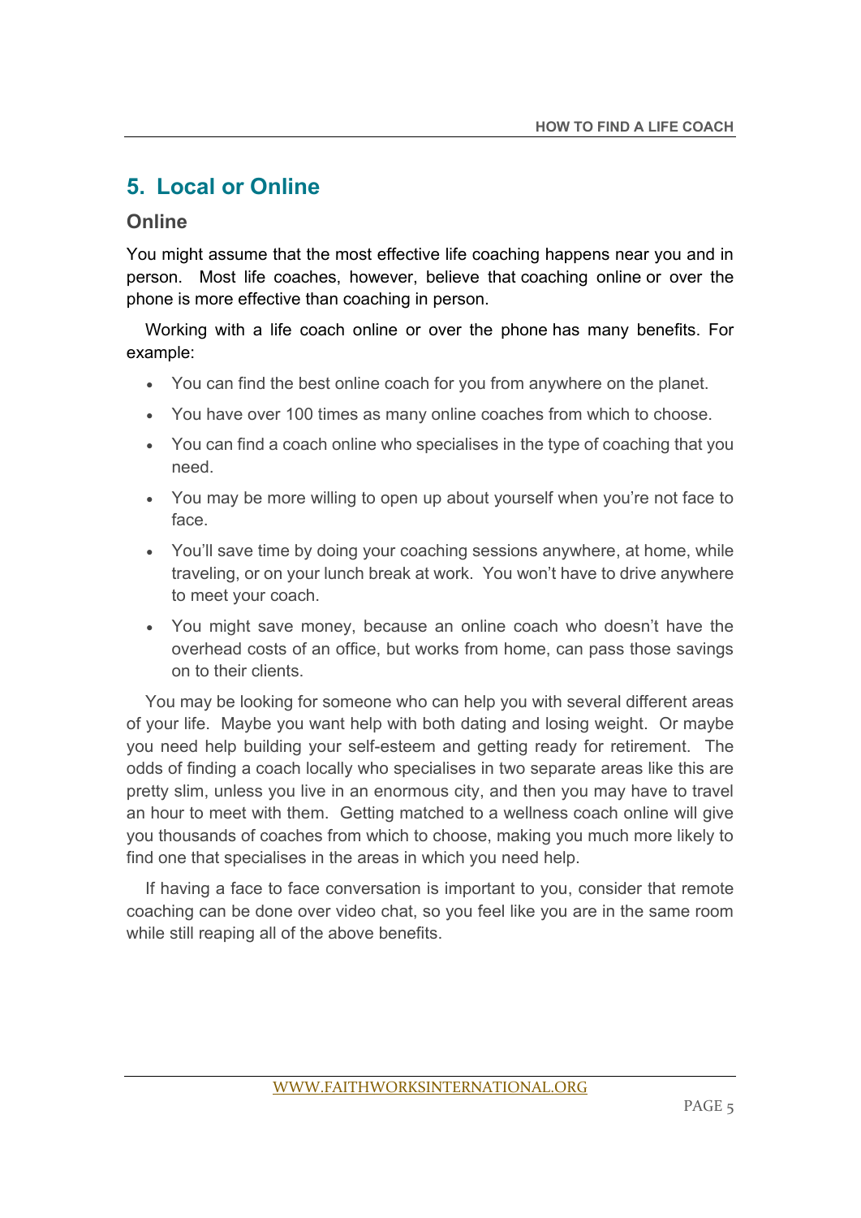## 5. Local or Online

### Online

You might assume that the most effective life coaching happens near you and in person. Most life coaches, however, believe that coaching online or over the phone is more effective than coaching in person.

Working with a life coach online or over the phone has many benefits. For example:

- You can find the best online coach for you from anywhere on the planet.
- You have over 100 times as many online coaches from which to choose.
- You can find a coach online who specialises in the type of coaching that you need.
- You may be more willing to open up about yourself when you're not face to face.
- You'll save time by doing your coaching sessions anywhere, at home, while traveling, or on your lunch break at work. You won't have to drive anywhere to meet your coach.
- You might save money, because an online coach who doesn't have the overhead costs of an office, but works from home, can pass those savings on to their clients.

You may be looking for someone who can help you with several different areas of your life. Maybe you want help with both dating and losing weight. Or maybe you need help building your self-esteem and getting ready for retirement. The odds of finding a coach locally who specialises in two separate areas like this are pretty slim, unless you live in an enormous city, and then you may have to travel an hour to meet with them. Getting matched to a wellness coach online will give you thousands of coaches from which to choose, making you much more likely to find one that specialises in the areas in which you need help.

If having a face to face conversation is important to you, consider that remote coaching can be done over video chat, so you feel like you are in the same room while still reaping all of the above benefits.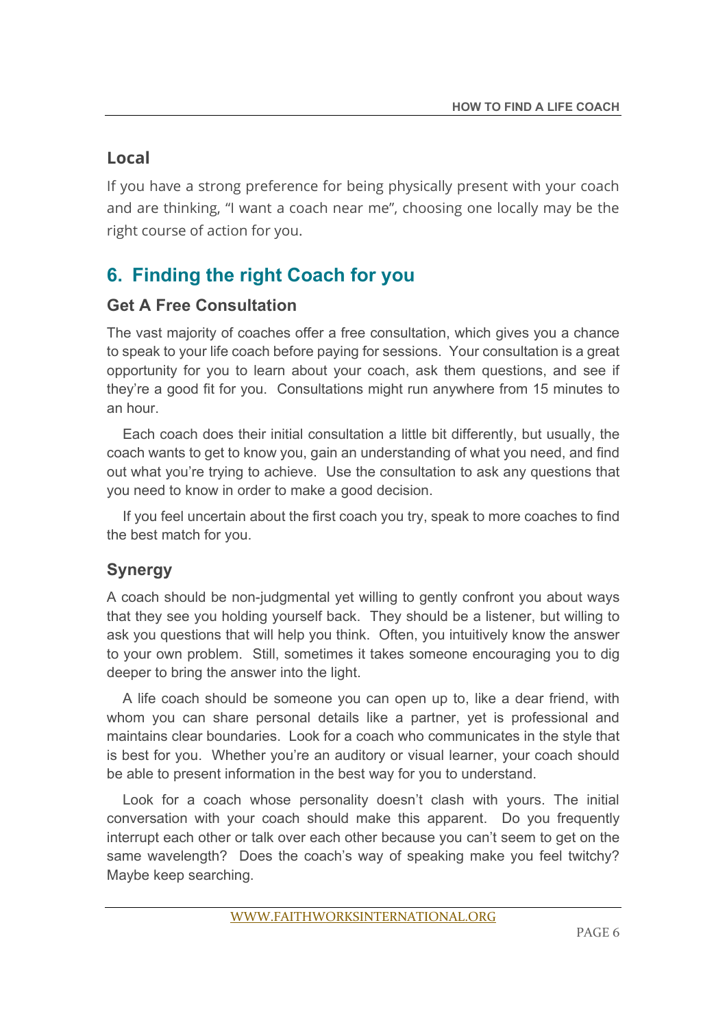### Local

If you have a strong preference for being physically present with your coach and are thinking, "I want a coach near me", choosing one locally may be the right course of action for you.

## 6. Finding the right Coach for you

### Get A Free Consultation

The vast majority of coaches offer a free consultation, which gives you a chance to speak to your life coach before paying for sessions. Your consultation is a great opportunity for you to learn about your coach, ask them questions, and see if they're a good fit for you. Consultations might run anywhere from 15 minutes to an hour.

Each coach does their initial consultation a little bit differently, but usually, the coach wants to get to know you, gain an understanding of what you need, and find out what you're trying to achieve. Use the consultation to ask any questions that you need to know in order to make a good decision.

If you feel uncertain about the first coach you try, speak to more coaches to find the best match for you.

### Synergy

A coach should be non-judgmental yet willing to gently confront you about ways that they see you holding yourself back. They should be a listener, but willing to ask you questions that will help you think. Often, you intuitively know the answer to your own problem. Still, sometimes it takes someone encouraging you to dig deeper to bring the answer into the light.

A life coach should be someone you can open up to, like a dear friend, with whom you can share personal details like a partner, yet is professional and maintains clear boundaries. Look for a coach who communicates in the style that is best for you. Whether you're an auditory or visual learner, your coach should be able to present information in the best way for you to understand.

Look for a coach whose personality doesn't clash with yours. The initial conversation with your coach should make this apparent. Do you frequently interrupt each other or talk over each other because you can't seem to get on the same wavelength? Does the coach's way of speaking make you feel twitchy? Maybe keep searching.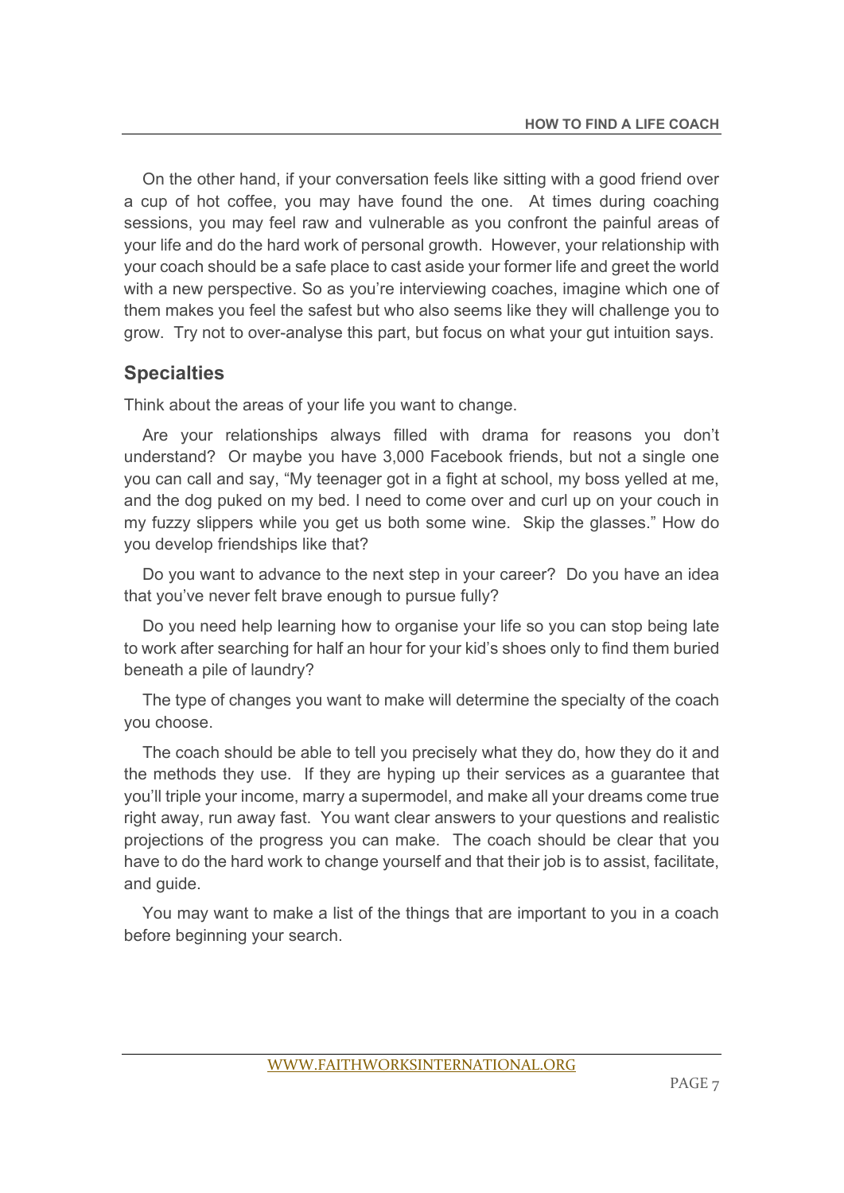On the other hand, if your conversation feels like sitting with a good friend over a cup of hot coffee, you may have found the one. At times during coaching sessions, you may feel raw and vulnerable as you confront the painful areas of your life and do the hard work of personal growth. However, your relationship with your coach should be a safe place to cast aside your former life and greet the world with a new perspective. So as you're interviewing coaches, imagine which one of them makes you feel the safest but who also seems like they will challenge you to grow. Try not to over-analyse this part, but focus on what your gut intuition says.

## Specialties

Think about the areas of your life you want to change.

Are your relationships always filled with drama for reasons you don't understand? Or maybe you have 3,000 Facebook friends, but not a single one you can call and say, "My teenager got in a fight at school, my boss yelled at me, and the dog puked on my bed. I need to come over and curl up on your couch in my fuzzy slippers while you get us both some wine. Skip the glasses." How do you develop friendships like that?

Do you want to advance to the next step in your career? Do you have an idea that you've never felt brave enough to pursue fully?

Do you need help learning how to organise your life so you can stop being late to work after searching for half an hour for your kid's shoes only to find them buried beneath a pile of laundry?

The type of changes you want to make will determine the specialty of the coach you choose.

The coach should be able to tell you precisely what they do, how they do it and the methods they use. If they are hyping up their services as a guarantee that you'll triple your income, marry a supermodel, and make all your dreams come true right away, run away fast. You want clear answers to your questions and realistic projections of the progress you can make. The coach should be clear that you have to do the hard work to change yourself and that their job is to assist, facilitate, and guide.

You may want to make a list of the things that are important to you in a coach before beginning your search.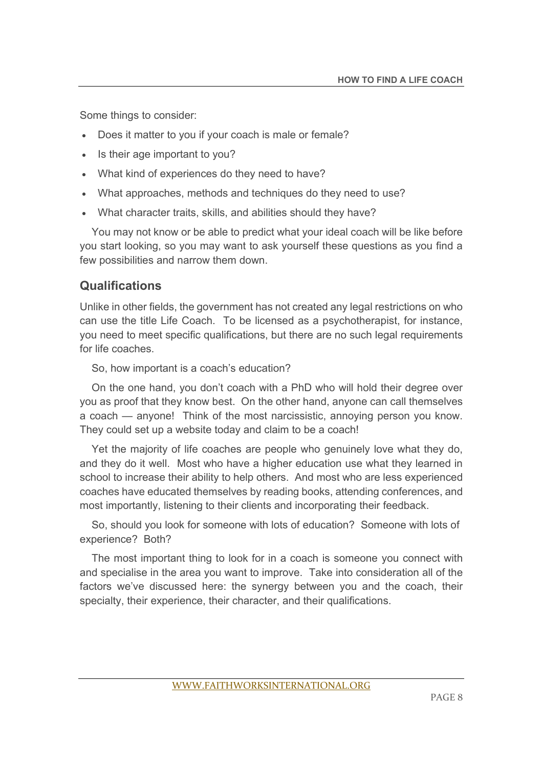Some things to consider:

- Does it matter to you if your coach is male or female?
- Is their age important to you?
- What kind of experiences do they need to have?
- What approaches, methods and techniques do they need to use?
- What character traits, skills, and abilities should they have?

You may not know or be able to predict what your ideal coach will be like before you start looking, so you may want to ask yourself these questions as you find a few possibilities and narrow them down.

## Qualifications

Unlike in other fields, the government has not created any legal restrictions on who can use the title Life Coach. To be licensed as a psychotherapist, for instance, you need to meet specific qualifications, but there are no such legal requirements for life coaches.

So, how important is a coach's education?

On the one hand, you don't coach with a PhD who will hold their degree over you as proof that they know best. On the other hand, anyone can call themselves a coach — anyone! Think of the most narcissistic, annoying person you know. They could set up a website today and claim to be a coach!

Yet the majority of life coaches are people who genuinely love what they do, and they do it well. Most who have a higher education use what they learned in school to increase their ability to help others. And most who are less experienced coaches have educated themselves by reading books, attending conferences, and most importantly, listening to their clients and incorporating their feedback.

So, should you look for someone with lots of education? Someone with lots of experience? Both?

The most important thing to look for in a coach is someone you connect with and specialise in the area you want to improve. Take into consideration all of the factors we've discussed here: the synergy between you and the coach, their specialty, their experience, their character, and their qualifications.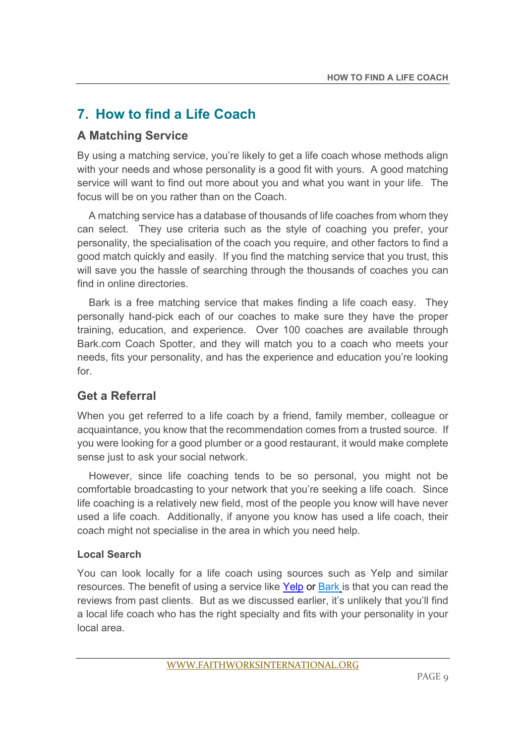## 7. How to find a Life Coach

### A Matching Service

By using a matching service, you're likely to get a life coach whose methods align with your needs and whose personality is a good fit with yours. A good matching service will want to find out more about you and what you want in your life. The focus will be on you rather than on the Coach.

A matching service has a database of thousands of life coaches from whom they can select. They use criteria such as the style of coaching you prefer, your personality, the specialisation of the coach you require, and other factors to find a good match quickly and easily. If you find the matching service that you trust, this will save you the hassle of searching through the thousands of coaches you can find in online directories.

Bark is a free matching service that makes finding a life coach easy. They personally hand-pick each of our coaches to make sure they have the proper training, education, and experience. Over 100 coaches are available through Bark.com Coach Spotter, and they will match you to a coach who meets your needs, fits your personality, and has the experience and education you're looking for.

### Get a Referral

When you get referred to a life coach by a friend, family member, colleague or acquaintance, you know that the recommendation comes from a trusted source. If you were looking for a good plumber or a good restaurant, it would make complete sense just to ask your social network.

However, since life coaching tends to be so personal, you might not be comfortable broadcasting to your network that you're seeking a life coach. Since life coaching is a relatively new field, most of the people you know will have never used a life coach. Additionally, if anyone you know has used a life coach, their coach might not specialise in the area in which you need help.

#### Local Search

You can look locally for a life coach using sources such as Yelp and similar resources. The benefit of using a service like Yelp or Bark is that you can read the reviews from past clients. But as we discussed earlier, it's unlikely that you'll find a local life coach who has the right specialty and fits with your personality in your local area.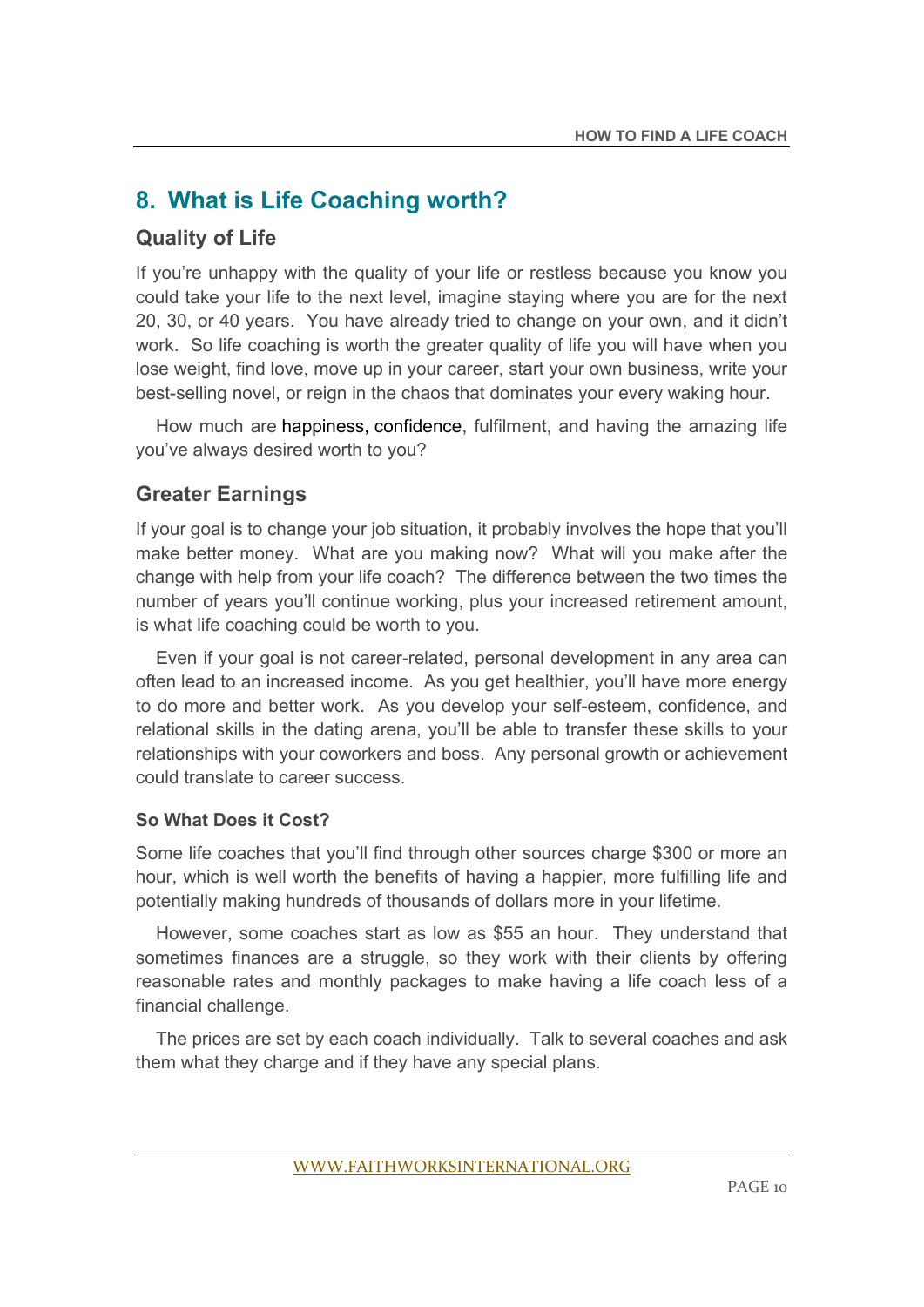## 8. What is Life Coaching worth?

### Quality of Life

If you're unhappy with the quality of your life or restless because you know you could take your life to the next level, imagine staying where you are for the next 20, 30, or 40 years. You have already tried to change on your own, and it didn't work. So life coaching is worth the greater quality of life you will have when you lose weight, find love, move up in your career, start your own business, write your best-selling novel, or reign in the chaos that dominates your every waking hour.

How much are happiness, confidence, fulfilment, and having the amazing life you've always desired worth to you?

### Greater Earnings

If your goal is to change your job situation, it probably involves the hope that you'll make better money. What are you making now? What will you make after the change with help from your life coach? The difference between the two times the number of years you'll continue working, plus your increased retirement amount, is what life coaching could be worth to you.

Even if your goal is not career-related, personal development in any area can often lead to an increased income. As you get healthier, you'll have more energy to do more and better work. As you develop your self-esteem, confidence, and relational skills in the dating arena, you'll be able to transfer these skills to your relationships with your coworkers and boss. Any personal growth or achievement could translate to career success.

#### So What Does it Cost?

Some life coaches that you'll find through other sources charge $300 or more an hour, which is well worth the benefits of having a happier, more fulfilling life and potentially making hundreds of thousands of dollars more in your lifetime.

However, some coaches start as low as $55 an hour. They understand that sometimes finances are a struggle, so they work with their clients by offering reasonable rates and monthly packages to make having a life coach less of a financial challenge.

The prices are set by each coach individually. Talk to several coaches and ask them what they charge and if they have any special plans.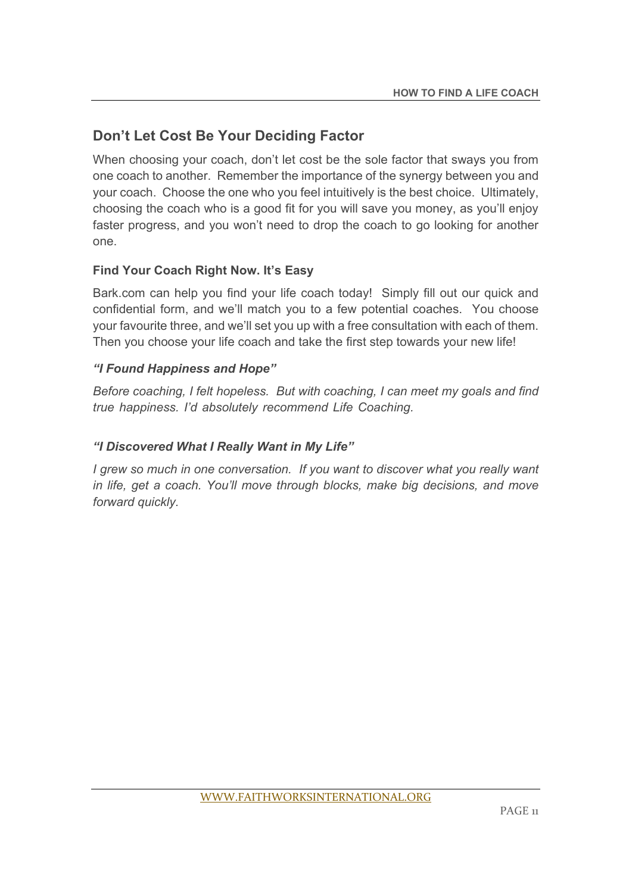## Don't Let Cost Be Your Deciding Factor

When choosing your coach, don't let cost be the sole factor that sways you from one coach to another. Remember the importance of the synergy between you and your coach. Choose the one who you feel intuitively is the best choice. Ultimately, choosing the coach who is a good fit for you will save you money, as you'll enjoy faster progress, and you won't need to drop the coach to go looking for another one.

### Find Your Coach Right Now. It's Easy

Bark.com can help you find your life coach today! Simply fill out our quick and confidential form, and we'll match you to a few potential coaches. You choose your favourite three, and we'll set you up with a free consultation with each of them. Then you choose your life coach and take the first step towards your new life!

### *"I Found Happiness and Hope"*

*Before coaching, I felt hopeless. But with coaching, I can meet my goals and find true happiness. I'd absolutely recommend Life Coaching.*

### *"I Discovered What I Really Want in My Life"*

*I grew so much in one conversation. If you want to discover what you really want in life, get a coach. You'll move through blocks, make big decisions, and move forward quickly.*